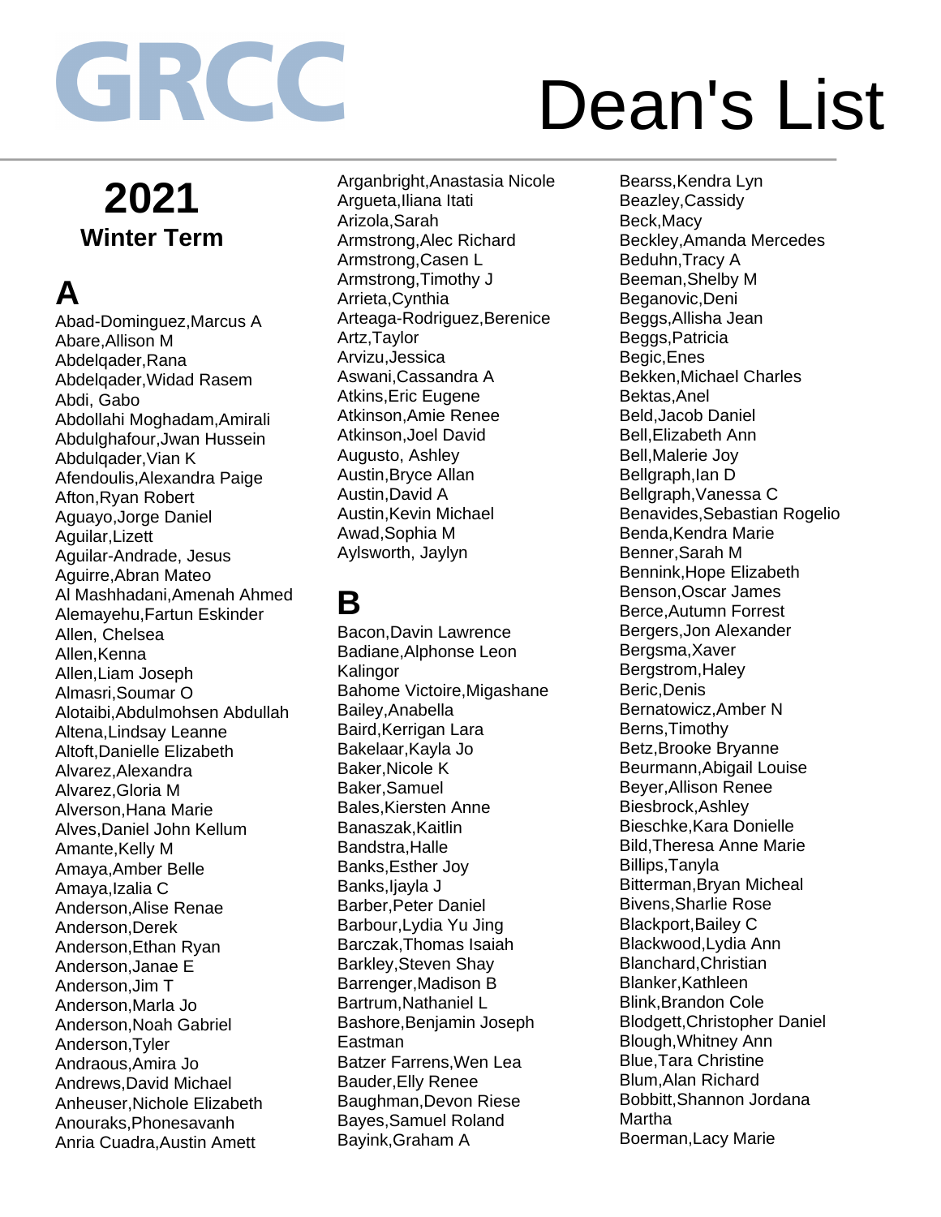# GRCC Dean's List

## 2021
### Winter Term

## A

Abad-Dominguez,Marcus A
Abare,Allison M
Abdelqader,Rana
Abdelqader,Widad Rasem
Abdi, Gabo
Abdollahi Moghadam,Amirali
Abdulghafour,Jwan Hussein
Abdulqader,Vian K
Afendoulis,Alexandra Paige
Afton,Ryan Robert
Aguayo,Jorge Daniel
Aguilar,Lizett
Aguilar-Andrade, Jesus
Aguirre,Abran Mateo
Al Mashhadani,Amenah Ahmed
Alemayehu,Fartun Eskinder
Allen, Chelsea
Allen,Kenna
Allen,Liam Joseph
Almasri,Soumar O
Alotaibi,Abdulmohsen Abdullah
Altena,Lindsay Leanne
Altoft,Danielle Elizabeth
Alvarez,Alexandra
Alvarez,Gloria M
Alverson,Hana Marie
Alves,Daniel John Kellum
Amante,Kelly M
Amaya,Amber Belle
Amaya,Izalia C
Anderson,Alise Renae
Anderson,Derek
Anderson,Ethan Ryan
Anderson,Janae E
Anderson,Jim T
Anderson,Marla Jo
Anderson,Noah Gabriel
Anderson,Tyler
Andraous,Amira Jo
Andrews,David Michael
Anheuser,Nichole Elizabeth
Anouraks,Phonesavanh
Anria Cuadra,Austin Amett
Arganbright,Anastasia Nicole
Argueta,Iliana Itati
Arizola,Sarah
Armstrong,Alec Richard
Armstrong,Casen L
Armstrong,Timothy J
Arrieta,Cynthia
Arteaga-Rodriguez,Berenice
Artz,Taylor
Arvizu,Jessica
Aswani,Cassandra A
Atkins,Eric Eugene
Atkinson,Amie Renee
Atkinson,Joel David
Augusto, Ashley
Austin,Bryce Allan
Austin,David A
Austin,Kevin Michael
Awad,Sophia M
Aylsworth, Jaylyn

## B

Bacon,Davin Lawrence
Badiane,Alphonse Leon Kalingor
Bahome Victoire,Migashane
Bailey,Anabella
Baird,Kerrigan Lara
Bakelaar,Kayla Jo
Baker,Nicole K
Baker,Samuel
Bales,Kiersten Anne
Banaszak,Kaitlin
Bandstra,Halle
Banks,Esther Joy
Banks,Ijayla J
Barber,Peter Daniel
Barbour,Lydia Yu Jing
Barczak,Thomas Isaiah
Barkley,Steven Shay
Barrenger,Madison B
Bartrum,Nathaniel L
Bashore,Benjamin Joseph Eastman
Batzer Farrens,Wen Lea
Bauder,Elly Renee
Baughman,Devon Riese
Bayes,Samuel Roland
Bayink,Graham A
Bearss,Kendra Lyn
Beazley,Cassidy
Beck,Macy
Beckley,Amanda Mercedes
Beduhn,Tracy A
Beeman,Shelby M
Beganovic,Deni
Beggs,Allisha Jean
Beggs,Patricia
Begic,Enes
Bekken,Michael Charles
Bektas,Anel
Beld,Jacob Daniel
Bell,Elizabeth Ann
Bell,Malerie Joy
Bellgraph,Ian D
Bellgraph,Vanessa C
Benavides,Sebastian Rogelio
Benda,Kendra Marie
Benner,Sarah M
Bennink,Hope Elizabeth
Benson,Oscar James
Berce,Autumn Forrest
Bergers,Jon Alexander
Bergsma,Xaver
Bergstrom,Haley
Beric,Denis
Bernatowicz,Amber N
Berns,Timothy
Betz,Brooke Bryanne
Beurmann,Abigail Louise
Beyer,Allison Renee
Biesbrock,Ashley
Bieschke,Kara Donielle
Bild,Theresa Anne Marie
Billips,Tanyla
Bitterman,Bryan Micheal
Bivens,Sharlie Rose
Blackport,Bailey C
Blackwood,Lydia Ann
Blanchard,Christian
Blanker,Kathleen
Blink,Brandon Cole
Blodgett,Christopher Daniel
Blough,Whitney Ann
Blue,Tara Christine
Blum,Alan Richard
Bobbitt,Shannon Jordana Martha
Boerman,Lacy Marie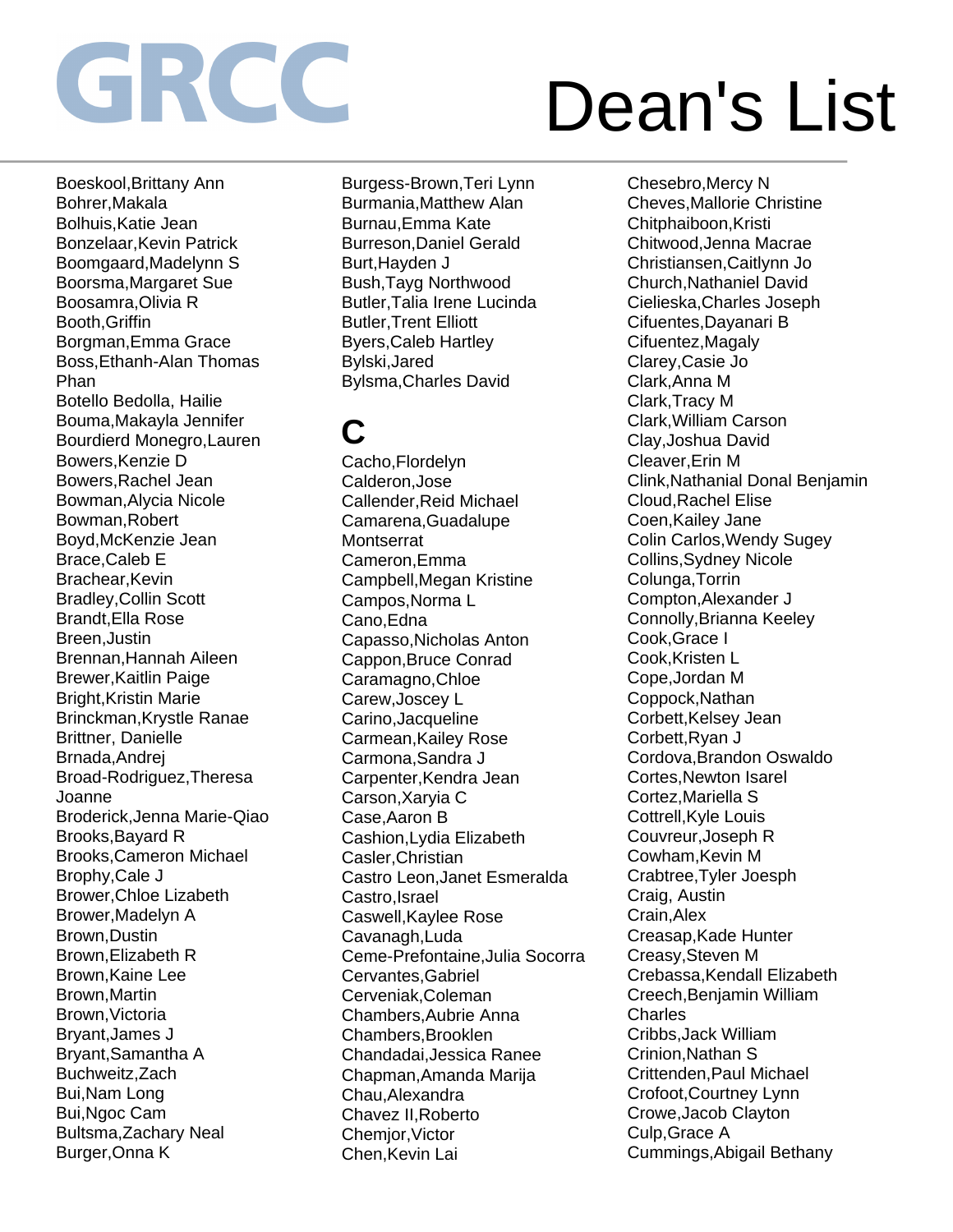# GRCC Dean's List

Boeskool,Brittany Ann
Bohrer,Makala
Bolhuis,Katie Jean
Bonzelaar,Kevin Patrick
Boomgaard,Madelynn S
Boorsma,Margaret Sue
Boosamra,Olivia R
Booth,Griffin
Borgman,Emma Grace
Boss,Ethanh-Alan Thomas Phan
Botello Bedolla, Hailie
Bouma,Makayla Jennifer
Bourdierd Monegro,Lauren
Bowers,Kenzie D
Bowers,Rachel Jean
Bowman,Alycia Nicole
Bowman,Robert
Boyd,McKenzie Jean
Brace,Caleb E
Brachear,Kevin
Bradley,Collin Scott
Brandt,Ella Rose
Breen,Justin
Brennan,Hannah Aileen
Brewer,Kaitlin Paige
Bright,Kristin Marie
Brinckman,Krystle Ranae
Brittner, Danielle
Brnada,Andrej
Broad-Rodriguez,Theresa Joanne
Broderick,Jenna Marie-Qiao
Brooks,Bayard R
Brooks,Cameron Michael
Brophy,Cale J
Brower,Chloe Lizabeth
Brower,Madelyn A
Brown,Dustin
Brown,Elizabeth R
Brown,Kaine Lee
Brown,Martin
Brown,Victoria
Bryant,James J
Bryant,Samantha A
Buchweitz,Zach
Bui,Nam Long
Bui,Ngoc Cam
Bultsma,Zachary Neal
Burger,Onna K
Burgess-Brown,Teri Lynn
Burmania,Matthew Alan
Burnau,Emma Kate
Burreson,Daniel Gerald
Burt,Hayden J
Bush,Tayg Northwood
Butler,Talia Irene Lucinda
Butler,Trent Elliott
Byers,Caleb Hartley
Bylski,Jared
Bylsma,Charles David

## C

Cacho,Flordelyn
Calderon,Jose
Callender,Reid Michael
Camarena,Guadalupe Montserrat
Cameron,Emma
Campbell,Megan Kristine
Campos,Norma L
Cano,Edna
Capasso,Nicholas Anton
Cappon,Bruce Conrad
Caramagno,Chloe
Carew,Joscey L
Carino,Jacqueline
Carmean,Kailey Rose
Carmona,Sandra J
Carpenter,Kendra Jean
Carson,Xaryia C
Case,Aaron B
Cashion,Lydia Elizabeth
Casler,Christian
Castro Leon,Janet Esmeralda
Castro,Israel
Caswell,Kaylee Rose
Cavanagh,Luda
Ceme-Prefontaine,Julia Socorra
Cervantes,Gabriel
Cerveniak,Coleman
Chambers,Aubrie Anna
Chambers,Brooklen
Chandadai,Jessica Ranee
Chapman,Amanda Marija
Chau,Alexandra
Chavez II,Roberto
Chemjor,Victor
Chen,Kevin Lai
Chesebro,Mercy N
Cheves,Mallorie Christine
Chitphaiboon,Kristi
Chitwood,Jenna Macrae
Christiansen,Caitlynn Jo
Church,Nathaniel David
Cielieska,Charles Joseph
Cifuentes,Dayanari B
Cifuentez,Magaly
Clarey,Casie Jo
Clark,Anna M
Clark,Tracy M
Clark,William Carson
Clay,Joshua David
Cleaver,Erin M
Clink,Nathanial Donal Benjamin
Cloud,Rachel Elise
Coen,Kailey Jane
Colin Carlos,Wendy Sugey
Collins,Sydney Nicole
Colunga,Torrin
Compton,Alexander J
Connolly,Brianna Keeley
Cook,Grace I
Cook,Kristen L
Cope,Jordan M
Coppock,Nathan
Corbett,Kelsey Jean
Corbett,Ryan J
Cordova,Brandon Oswaldo
Cortes,Newton Isarel
Cortez,Mariella S
Cottrell,Kyle Louis
Couvreur,Joseph R
Cowham,Kevin M
Crabtree,Tyler Joesph
Craig, Austin
Crain,Alex
Creasap,Kade Hunter
Creasy,Steven M
Crebassa,Kendall Elizabeth
Creech,Benjamin William Charles
Cribbs,Jack William
Crinion,Nathan S
Crittenden,Paul Michael
Crofoot,Courtney Lynn
Crowe,Jacob Clayton
Culp,Grace A
Cummings,Abigail Bethany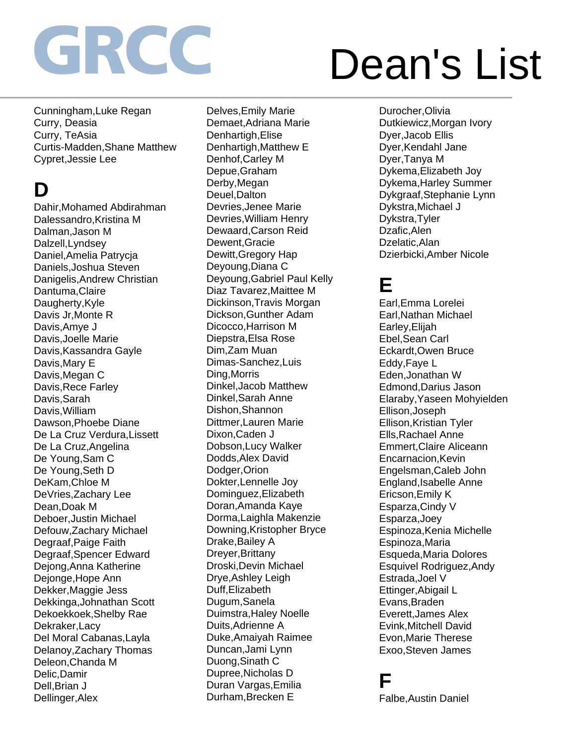# GRCC Dean's List

Cunningham,Luke Regan
Curry, Deasia
Curry, TeAsia
Curtis-Madden,Shane Matthew
Cypret,Jessie Lee

## D

Dahir,Mohamed Abdirahman
Dalessandro,Kristina M
Dalman,Jason M
Dalzell,Lyndsey
Daniel,Amelia Patrycja
Daniels,Joshua Steven
Danigelis,Andrew Christian
Dantuma,Claire
Daugherty,Kyle
Davis Jr,Monte R
Davis,Amye J
Davis,Joelle Marie
Davis,Kassandra Gayle
Davis,Mary E
Davis,Megan C
Davis,Rece Farley
Davis,Sarah
Davis,William
Dawson,Phoebe Diane
De La Cruz Verdura,Lissett
De La Cruz,Angelina
De Young,Sam C
De Young,Seth D
DeKam,Chloe M
DeVries,Zachary Lee
Dean,Doak M
Deboer,Justin Michael
Defouw,Zachary Michael
Degraaf,Paige Faith
Degraaf,Spencer Edward
Dejong,Anna Katherine
Dejonge,Hope Ann
Dekker,Maggie Jess
Dekkinga,Johnathan Scott
Dekoekkoek,Shelby Rae
Dekraker,Lacy
Del Moral Cabanas,Layla
Delanoy,Zachary Thomas
Deleon,Chanda M
Delic,Damir
Dell,Brian J
Dellinger,Alex
Delves,Emily Marie
Demaet,Adriana Marie
Denhartigh,Elise
Denhartigh,Matthew E
Denhof,Carley M
Depue,Graham
Derby,Megan
Deuel,Dalton
Devries,Jenee Marie
Devries,William Henry
Dewaard,Carson Reid
Dewent,Gracie
Dewitt,Gregory Hap
Deyoung,Diana C
Deyoung,Gabriel Paul Kelly
Diaz Tavarez,Maittee M
Dickinson,Travis Morgan
Dickson,Gunther Adam
Dicocco,Harrison M
Diepstra,Elsa Rose
Dim,Zam Muan
Dimas-Sanchez,Luis
Ding,Morris
Dinkel,Jacob Matthew
Dinkel,Sarah Anne
Dishon,Shannon
Dittmer,Lauren Marie
Dixon,Caden J
Dobson,Lucy Walker
Dodds,Alex David
Dodger,Orion
Dokter,Lennelle Joy
Dominguez,Elizabeth
Doran,Amanda Kaye
Dorma,Laighla Makenzie
Downing,Kristopher Bryce
Drake,Bailey A
Dreyer,Brittany
Droski,Devin Michael
Drye,Ashley Leigh
Duff,Elizabeth
Dugum,Sanela
Duimstra,Haley Noelle
Duits,Adrienne A
Duke,Amaiyah Raimee
Duncan,Jami Lynn
Duong,Sinath C
Dupree,Nicholas D
Duran Vargas,Emilia
Durham,Brecken E
Durocher,Olivia
Dutkiewicz,Morgan Ivory
Dyer,Jacob Ellis
Dyer,Kendahl Jane
Dyer,Tanya M
Dykema,Elizabeth Joy
Dykema,Harley Summer
Dykgraaf,Stephanie Lynn
Dykstra,Michael J
Dykstra,Tyler
Dzafic,Alen
Dzelatic,Alan
Dzierbicki,Amber Nicole

## E

Earl,Emma Lorelei
Earl,Nathan Michael
Earley,Elijah
Ebel,Sean Carl
Eckardt,Owen Bruce
Eddy,Faye L
Eden,Jonathan W
Edmond,Darius Jason
Elaraby,Yaseen Mohyielden
Ellison,Joseph
Ellison,Kristian Tyler
Ells,Rachael Anne
Emmert,Claire Aliceann
Encarnacion,Kevin
Engelsman,Caleb John
England,Isabelle Anne
Ericson,Emily K
Esparza,Cindy V
Esparza,Joey
Espinoza,Kenia Michelle
Espinoza,Maria
Esqueda,Maria Dolores
Esquivel Rodriguez,Andy
Estrada,Joel V
Ettinger,Abigail L
Evans,Braden
Everett,James Alex
Evink,Mitchell David
Evon,Marie Therese
Exoo,Steven James

## F

Falbe,Austin Daniel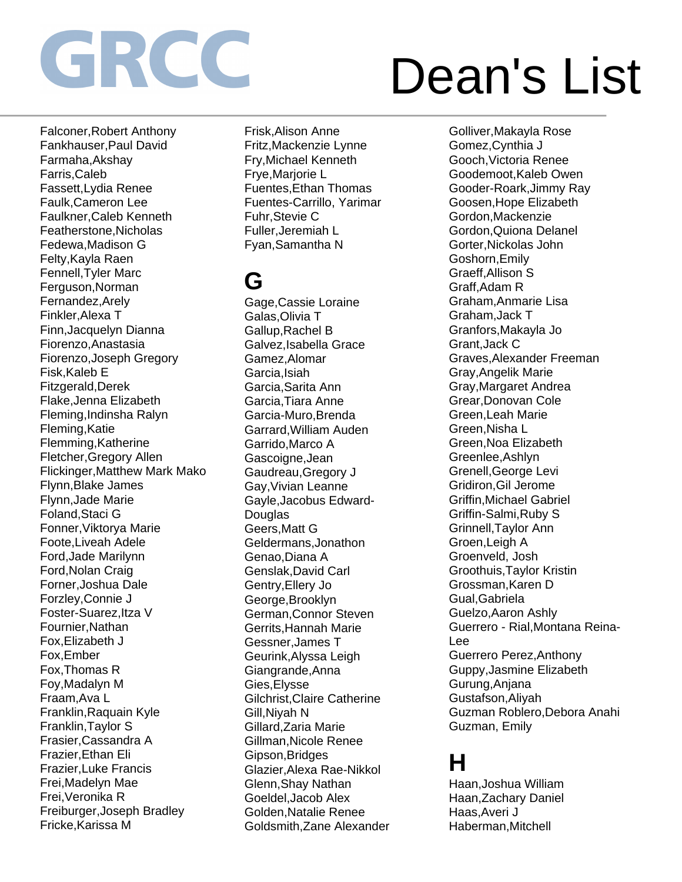# GRCC Dean's List

Falconer,Robert Anthony
Fankhauser,Paul David
Farmaha,Akshay
Farris,Caleb
Fassett,Lydia Renee
Faulk,Cameron Lee
Faulkner,Caleb Kenneth
Featherstone,Nicholas
Fedewa,Madison G
Felty,Kayla Raen
Fennell,Tyler Marc
Ferguson,Norman
Fernandez,Arely
Finkler,Alexa T
Finn,Jacquelyn Dianna
Fiorenzo,Anastasia
Fiorenzo,Joseph Gregory
Fisk,Kaleb E
Fitzgerald,Derek
Flake,Jenna Elizabeth
Fleming,Indinsha Ralyn
Fleming,Katie
Flemming,Katherine
Fletcher,Gregory Allen
Flickinger,Matthew Mark Mako
Flynn,Blake James
Flynn,Jade Marie
Foland,Staci G
Fonner,Viktorya Marie
Foote,Liveah Adele
Ford,Jade Marilynn
Ford,Nolan Craig
Forner,Joshua Dale
Forzley,Connie J
Foster-Suarez,Itza V
Fournier,Nathan
Fox,Elizabeth J
Fox,Ember
Fox,Thomas R
Foy,Madalyn M
Fraam,Ava L
Franklin,Raquain Kyle
Franklin,Taylor S
Frasier,Cassandra A
Frazier,Ethan Eli
Frazier,Luke Francis
Frei,Madelyn Mae
Frei,Veronika R
Freiburger,Joseph Bradley
Fricke,Karissa M
Frisk,Alison Anne
Fritz,Mackenzie Lynne
Fry,Michael Kenneth
Frye,Marjorie L
Fuentes,Ethan Thomas
Fuentes-Carrillo, Yarimar
Fuhr,Stevie C
Fuller,Jeremiah L
Fyan,Samantha N

## G

Gage,Cassie Loraine
Galas,Olivia T
Gallup,Rachel B
Galvez,Isabella Grace
Gamez,Alomar
Garcia,Isiah
Garcia,Sarita Ann
Garcia,Tiara Anne
Garcia-Muro,Brenda
Garrard,William Auden
Garrido,Marco A
Gascoigne,Jean
Gaudreau,Gregory J
Gay,Vivian Leanne
Gayle,Jacobus Edward-Douglas
Geers,Matt G
Geldermans,Jonathon
Genao,Diana A
Genslak,David Carl
Gentry,Ellery Jo
George,Brooklyn
German,Connor Steven
Gerrits,Hannah Marie
Gessner,James T
Geurink,Alyssa Leigh
Giangrande,Anna
Gies,Elysse
Gilchrist,Claire Catherine
Gill,Niyah N
Gillard,Zaria Marie
Gillman,Nicole Renee
Gipson,Bridges
Glazier,Alexa Rae-Nikkol
Glenn,Shay Nathan
Goeldel,Jacob Alex
Golden,Natalie Renee
Goldsmith,Zane Alexander
Golliver,Makayla Rose
Gomez,Cynthia J
Gooch,Victoria Renee
Goodemoot,Kaleb Owen
Gooder-Roark,Jimmy Ray
Goosen,Hope Elizabeth
Gordon,Mackenzie
Gordon,Quiona Delanel
Gorter,Nickolas John
Goshorn,Emily
Graeff,Allison S
Graff,Adam R
Graham,Anmarie Lisa
Graham,Jack T
Granfors,Makayla Jo
Grant,Jack C
Graves,Alexander Freeman
Gray,Angelik Marie
Gray,Margaret Andrea
Grear,Donovan Cole
Green,Leah Marie
Green,Nisha L
Green,Noa Elizabeth
Greenlee,Ashlyn
Grenell,George Levi
Gridiron,Gil Jerome
Griffin,Michael Gabriel
Griffin-Salmi,Ruby S
Grinnell,Taylor Ann
Groen,Leigh A
Groenveld, Josh
Groothuis,Taylor Kristin
Grossman,Karen D
Gual,Gabriela
Guelzo,Aaron Ashly
Guerrero - Rial,Montana Reina-Lee
Guerrero Perez,Anthony
Guppy,Jasmine Elizabeth
Gurung,Anjana
Gustafson,Aliyah
Guzman Roblero,Debora Anahi
Guzman, Emily

## H

Haan,Joshua William
Haan,Zachary Daniel
Haas,Averi J
Haberman,Mitchell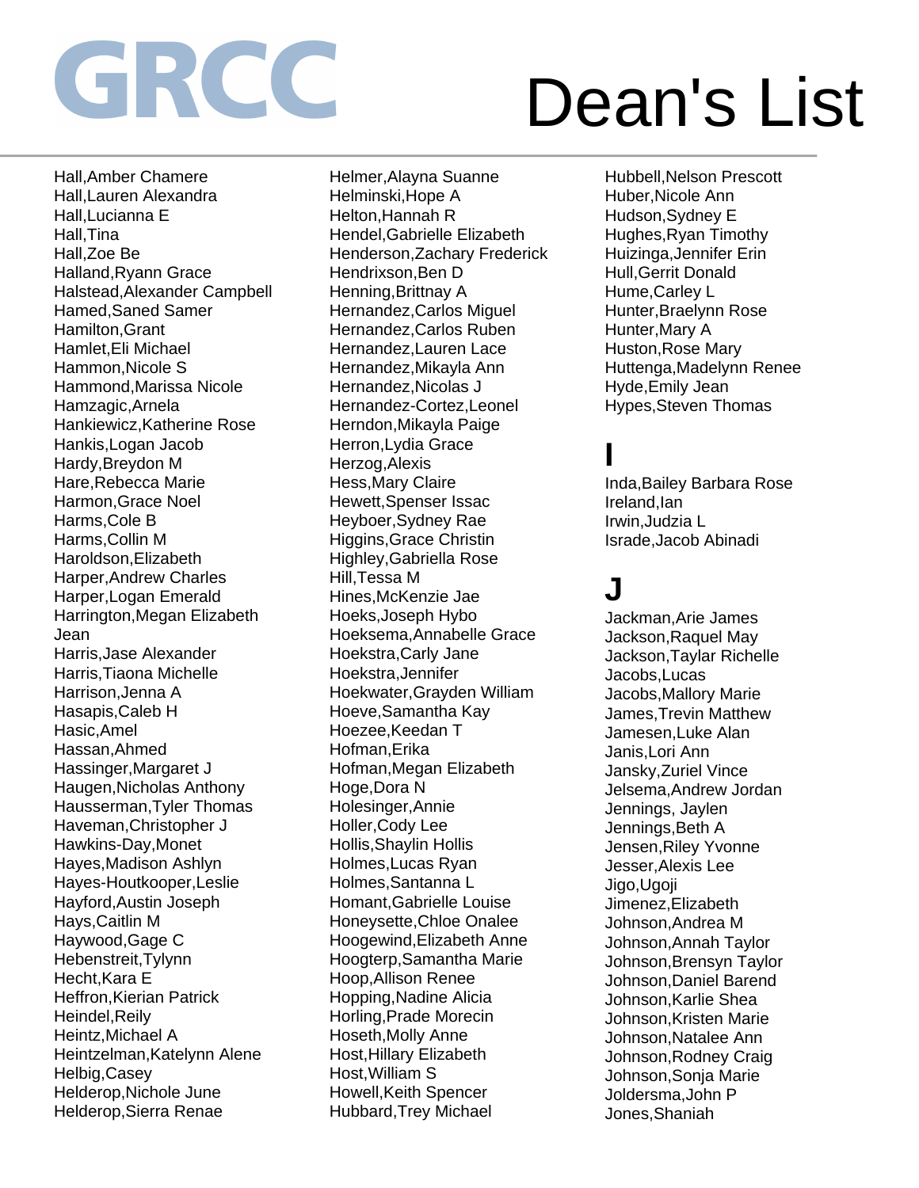# GRCC Dean's List

Hall,Amber Chamere
Hall,Lauren Alexandra
Hall,Lucianna E
Hall,Tina
Hall,Zoe Be
Halland,Ryann Grace
Halstead,Alexander Campbell
Hamed,Saned Samer
Hamilton,Grant
Hamlet,Eli Michael
Hammon,Nicole S
Hammond,Marissa Nicole
Hamzagic,Arnela
Hankiewicz,Katherine Rose
Hankis,Logan Jacob
Hardy,Breydon M
Hare,Rebecca Marie
Harmon,Grace Noel
Harms,Cole B
Harms,Collin M
Haroldson,Elizabeth
Harper,Andrew Charles
Harper,Logan Emerald
Harrington,Megan Elizabeth Jean
Harris,Jase Alexander
Harris,Tiaona Michelle
Harrison,Jenna A
Hasapis,Caleb H
Hasic,Amel
Hassan,Ahmed
Hassinger,Margaret J
Haugen,Nicholas Anthony
Hausserman,Tyler Thomas
Haveman,Christopher J
Hawkins-Day,Monet
Hayes,Madison Ashlyn
Hayes-Houtkooper,Leslie
Hayford,Austin Joseph
Hays,Caitlin M
Haywood,Gage C
Hebenstreit,Tylynn
Hecht,Kara E
Heffron,Kierian Patrick
Heindel,Reily
Heintz,Michael A
Heintzelman,Katelynn Alene
Helbig,Casey
Helderop,Nichole June
Helderop,Sierra Renae
Helmer,Alayna Suanne
Helminski,Hope A
Helton,Hannah R
Hendel,Gabrielle Elizabeth
Henderson,Zachary Frederick
Hendrixson,Ben D
Henning,Brittnay A
Hernandez,Carlos Miguel
Hernandez,Carlos Ruben
Hernandez,Lauren Lace
Hernandez,Mikayla Ann
Hernandez,Nicolas J
Hernandez-Cortez,Leonel
Herndon,Mikayla Paige
Herron,Lydia Grace
Herzog,Alexis
Hess,Mary Claire
Hewett,Spenser Issac
Heyboer,Sydney Rae
Higgins,Grace Christin
Highley,Gabriella Rose
Hill,Tessa M
Hines,McKenzie Jae
Hoeks,Joseph Hybo
Hoeksema,Annabelle Grace
Hoekstra,Carly Jane
Hoekstra,Jennifer
Hoekwater,Grayden William
Hoeve,Samantha Kay
Hoezee,Keedan T
Hofman,Erika
Hofman,Megan Elizabeth
Hoge,Dora N
Holesinger,Annie
Holler,Cody Lee
Hollis,Shaylin Hollis
Holmes,Lucas Ryan
Holmes,Santanna L
Homant,Gabrielle Louise
Honeysette,Chloe Onalee
Hoogewind,Elizabeth Anne
Hoogterp,Samantha Marie
Hoop,Allison Renee
Hopping,Nadine Alicia
Horling,Prade Morecin
Hoseth,Molly Anne
Host,Hillary Elizabeth
Host,William S
Howell,Keith Spencer
Hubbard,Trey Michael
Hubbell,Nelson Prescott
Huber,Nicole Ann
Hudson,Sydney E
Hughes,Ryan Timothy
Huizinga,Jennifer Erin
Hull,Gerrit Donald
Hume,Carley L
Hunter,Braelynn Rose
Hunter,Mary A
Huston,Rose Mary
Huttenga,Madelynn Renee
Hyde,Emily Jean
Hypes,Steven Thomas

## I

Inda,Bailey Barbara Rose
Ireland,Ian
Irwin,Judzia L
Israde,Jacob Abinadi

## J

Jackman,Arie James
Jackson,Raquel May
Jackson,Taylar Richelle
Jacobs,Lucas
Jacobs,Mallory Marie
James,Trevin Matthew
Jamesen,Luke Alan
Janis,Lori Ann
Jansky,Zuriel Vince
Jelsema,Andrew Jordan
Jennings, Jaylen
Jennings,Beth A
Jensen,Riley Yvonne
Jesser,Alexis Lee
Jigo,Ugoji
Jimenez,Elizabeth
Johnson,Andrea M
Johnson,Annah Taylor
Johnson,Brensyn Taylor
Johnson,Daniel Barend
Johnson,Karlie Shea
Johnson,Kristen Marie
Johnson,Natalee Ann
Johnson,Rodney Craig
Johnson,Sonja Marie
Joldersma,John P
Jones,Shaniah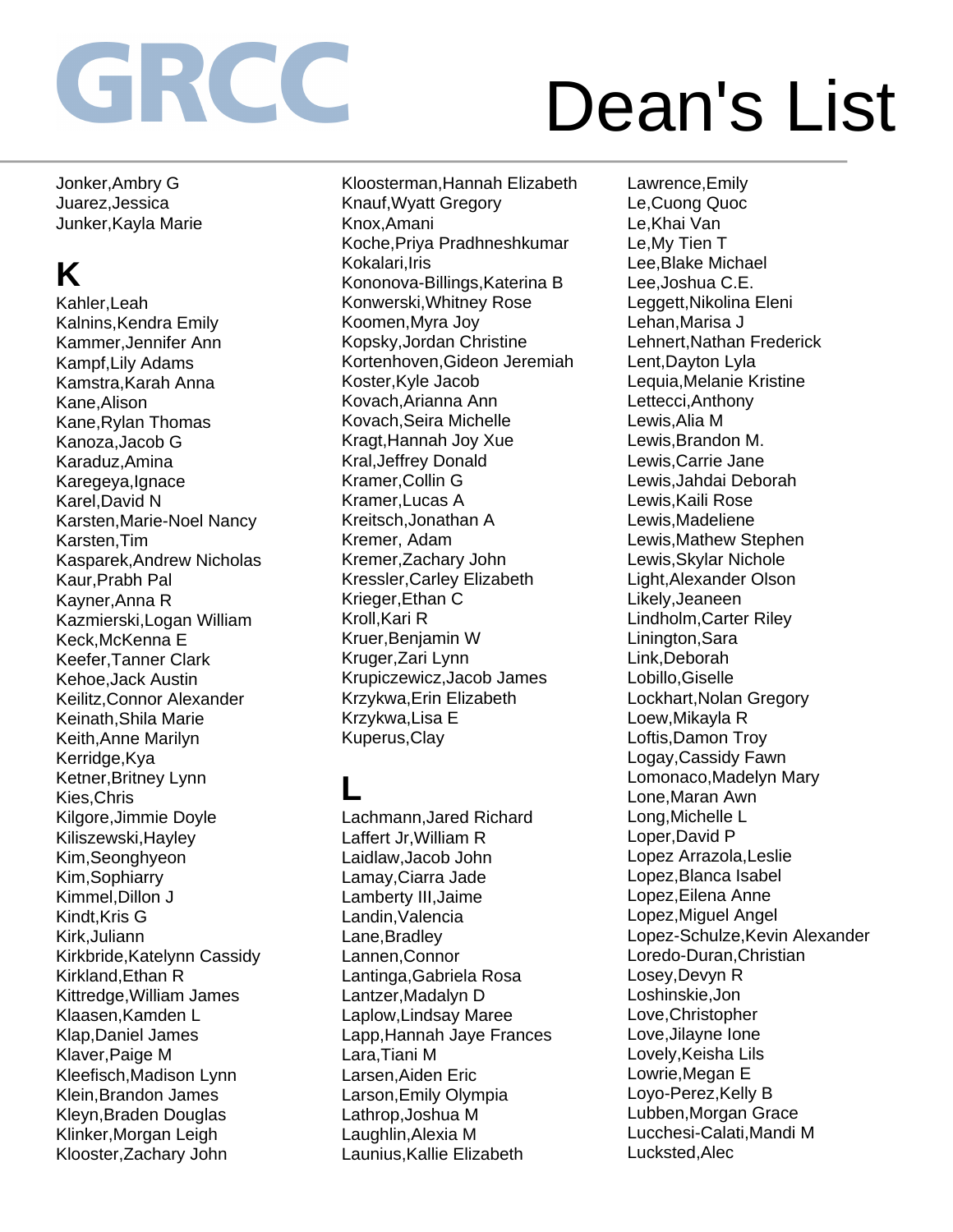# GRCC Dean's List

Jonker,Ambry G
Juarez,Jessica
Junker,Kayla Marie

## K

Kahler,Leah
Kalnins,Kendra Emily
Kammer,Jennifer Ann
Kampf,Lily Adams
Kamstra,Karah Anna
Kane,Alison
Kane,Rylan Thomas
Kanoza,Jacob G
Karaduz,Amina
Karegeya,Ignace
Karel,David N
Karsten,Marie-Noel Nancy
Karsten,Tim
Kasparek,Andrew Nicholas
Kaur,Prabh Pal
Kayner,Anna R
Kazmierski,Logan William
Keck,McKenna E
Keefer,Tanner Clark
Kehoe,Jack Austin
Keilitz,Connor Alexander
Keinath,Shila Marie
Keith,Anne Marilyn
Kerridge,Kya
Ketner,Britney Lynn
Kies,Chris
Kilgore,Jimmie Doyle
Kiliszewski,Hayley
Kim,Seonghyeon
Kim,Sophiarry
Kimmel,Dillon J
Kindt,Kris G
Kirk,Juliann
Kirkbride,Katelynn Cassidy
Kirkland,Ethan R
Kittredge,William James
Klaasen,Kamden L
Klap,Daniel James
Klaver,Paige M
Kleefisch,Madison Lynn
Klein,Brandon James
Kleyn,Braden Douglas
Klinker,Morgan Leigh
Klooster,Zachary John
Kloosterman,Hannah Elizabeth
Knauf,Wyatt Gregory
Knox,Amani
Koche,Priya Pradhneshkumar
Kokalari,Iris
Kononova-Billings,Katerina B
Konwerski,Whitney Rose
Koomen,Myra Joy
Kopsky,Jordan Christine
Kortenhoven,Gideon Jeremiah
Koster,Kyle Jacob
Kovach,Arianna Ann
Kovach,Seira Michelle
Kragt,Hannah Joy Xue
Kral,Jeffrey Donald
Kramer,Collin G
Kramer,Lucas A
Kreitsch,Jonathan A
Kremer, Adam
Kremer,Zachary John
Kressler,Carley Elizabeth
Krieger,Ethan C
Kroll,Kari R
Kruer,Benjamin W
Kruger,Zari Lynn
Krupiczewicz,Jacob James
Krzykwa,Erin Elizabeth
Krzykwa,Lisa E
Kuperus,Clay

## L

Lachmann,Jared Richard
Laffert Jr,William R
Laidlaw,Jacob John
Lamay,Ciarra Jade
Lamberty III,Jaime
Landin,Valencia
Lane,Bradley
Lannen,Connor
Lantinga,Gabriela Rosa
Lantzer,Madalyn D
Laplow,Lindsay Maree
Lapp,Hannah Jaye Frances
Lara,Tiani M
Larsen,Aiden Eric
Larson,Emily Olympia
Lathrop,Joshua M
Laughlin,Alexia M
Launius,Kallie Elizabeth
Lawrence,Emily
Le,Cuong Quoc
Le,Khai Van
Le,My Tien T
Lee,Blake Michael
Lee,Joshua C.E.
Leggett,Nikolina Eleni
Lehan,Marisa J
Lehnert,Nathan Frederick
Lent,Dayton Lyla
Lequia,Melanie Kristine
Lettecci,Anthony
Lewis,Alia M
Lewis,Brandon M.
Lewis,Carrie Jane
Lewis,Jahdai Deborah
Lewis,Kaili Rose
Lewis,Madeliene
Lewis,Mathew Stephen
Lewis,Skylar Nichole
Light,Alexander Olson
Likely,Jeaneen
Lindholm,Carter Riley
Linington,Sara
Link,Deborah
Lobillo,Giselle
Lockhart,Nolan Gregory
Loew,Mikayla R
Loftis,Damon Troy
Logay,Cassidy Fawn
Lomonaco,Madelyn Mary
Lone,Maran Awn
Long,Michelle L
Loper,David P
Lopez Arrazola,Leslie
Lopez,Blanca Isabel
Lopez,Eilena Anne
Lopez,Miguel Angel
Lopez-Schulze,Kevin Alexander
Loredo-Duran,Christian
Losey,Devyn R
Loshinskie,Jon
Love,Christopher
Love,Jilayne Ione
Lovely,Keisha Lils
Lowrie,Megan E
Loyo-Perez,Kelly B
Lubben,Morgan Grace
Lucchesi-Calati,Mandi M
Lucksted,Alec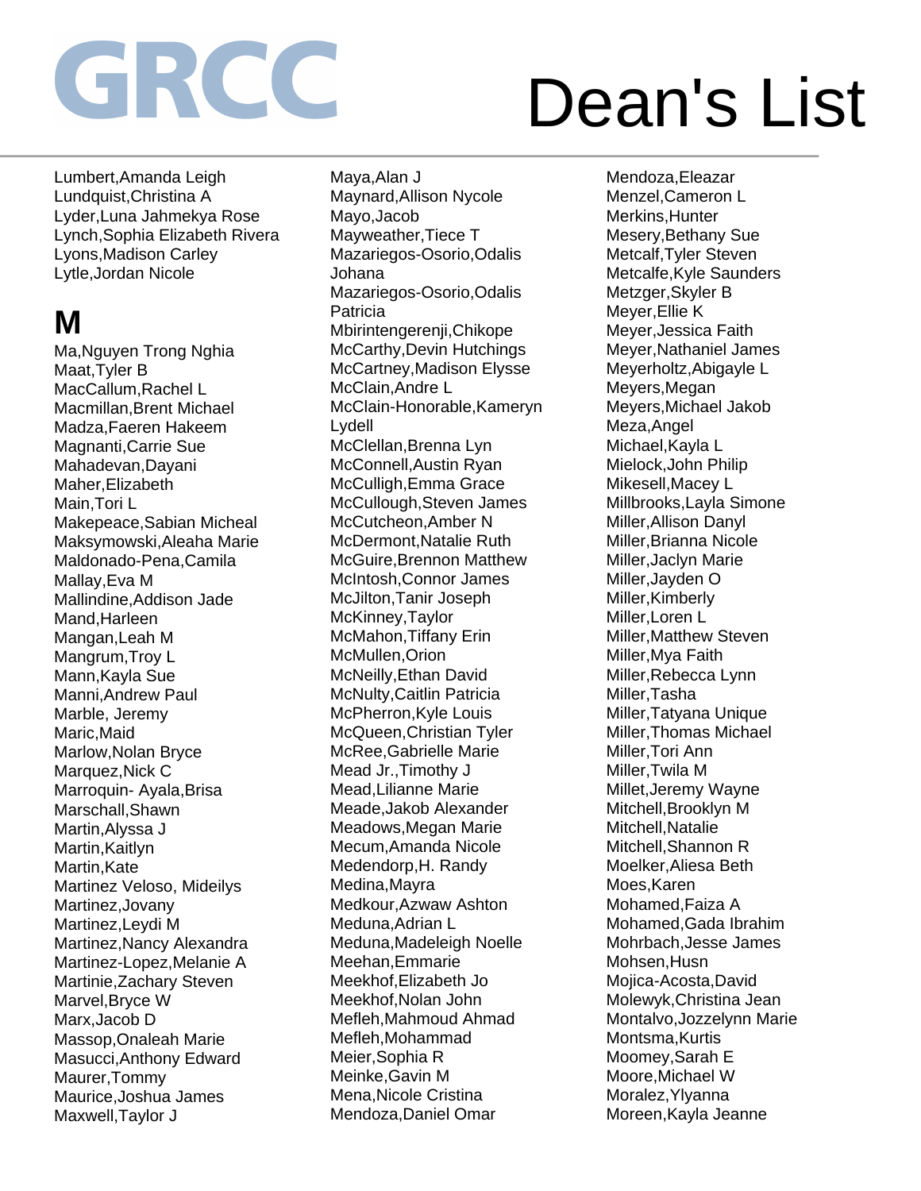# GRCC Dean's List

Lumbert,Amanda Leigh
Lundquist,Christina A
Lyder,Luna Jahmekya Rose
Lynch,Sophia Elizabeth Rivera
Lyons,Madison Carley
Lytle,Jordan Nicole

## M

Ma,Nguyen Trong Nghia
Maat,Tyler B
MacCallum,Rachel L
Macmillan,Brent Michael
Madza,Faeren Hakeem
Magnanti,Carrie Sue
Mahadevan,Dayani
Maher,Elizabeth
Main,Tori L
Makepeace,Sabian Micheal
Maksymowski,Aleaha Marie
Maldonado-Pena,Camila
Mallay,Eva M
Mallindine,Addison Jade
Mand,Harleen
Mangan,Leah M
Mangrum,Troy L
Mann,Kayla Sue
Manni,Andrew Paul
Marble, Jeremy
Maric,Maid
Marlow,Nolan Bryce
Marquez,Nick C
Marroquin- Ayala,Brisa
Marschall,Shawn
Martin,Alyssa J
Martin,Kaitlyn
Martin,Kate
Martinez Veloso, Mideilys
Martinez,Jovany
Martinez,Leydi M
Martinez,Nancy Alexandra
Martinez-Lopez,Melanie A
Martinie,Zachary Steven
Marvel,Bryce W
Marx,Jacob D
Massop,Onaleah Marie
Masucci,Anthony Edward
Maurer,Tommy
Maurice,Joshua James
Maxwell,Taylor J
Maya,Alan J
Maynard,Allison Nycole
Mayo,Jacob
Mayweather,Tiece T
Mazariegos-Osorio,Odalis Johana
Mazariegos-Osorio,Odalis Patricia
Mbirintengerenji,Chikope
McCarthy,Devin Hutchings
McCartney,Madison Elysse
McClain,Andre L
McClain-Honorable,Kameryn Lydell
McClellan,Brenna Lyn
McConnell,Austin Ryan
McCulligh,Emma Grace
McCullough,Steven James
McCutcheon,Amber N
McDermont,Natalie Ruth
McGuire,Brennon Matthew
McIntosh,Connor James
McJilton,Tanir Joseph
McKinney,Taylor
McMahon,Tiffany Erin
McMullen,Orion
McNeilly,Ethan David
McNulty,Caitlin Patricia
McPherron,Kyle Louis
McQueen,Christian Tyler
McRee,Gabrielle Marie
Mead Jr.,Timothy J
Mead,Lilianne Marie
Meade,Jakob Alexander
Meadows,Megan Marie
Mecum,Amanda Nicole
Medendorp,H. Randy
Medina,Mayra
Medkour,Azwaw Ashton
Meduna,Adrian L
Meduna,Madeleigh Noelle
Meehan,Emmarie
Meekhof,Elizabeth Jo
Meekhof,Nolan John
Mefleh,Mahmoud Ahmad
Mefleh,Mohammad
Meier,Sophia R
Meinke,Gavin M
Mena,Nicole Cristina
Mendoza,Daniel Omar
Mendoza,Eleazar
Menzel,Cameron L
Merkins,Hunter
Mesery,Bethany Sue
Metcalf,Tyler Steven
Metcalfe,Kyle Saunders
Metzger,Skyler B
Meyer,Ellie K
Meyer,Jessica Faith
Meyer,Nathaniel James
Meyerholtz,Abigayle L
Meyers,Megan
Meyers,Michael Jakob
Meza,Angel
Michael,Kayla L
Mielock,John Philip
Mikesell,Macey L
Millbrooks,Layla Simone
Miller,Allison Danyl
Miller,Brianna Nicole
Miller,Jaclyn Marie
Miller,Jayden O
Miller,Kimberly
Miller,Loren L
Miller,Matthew Steven
Miller,Mya Faith
Miller,Rebecca Lynn
Miller,Tasha
Miller,Tatyana Unique
Miller,Thomas Michael
Miller,Tori Ann
Miller,Twila M
Millet,Jeremy Wayne
Mitchell,Brooklyn M
Mitchell,Natalie
Mitchell,Shannon R
Moelker,Aliesa Beth
Moes,Karen
Mohamed,Faiza A
Mohamed,Gada Ibrahim
Mohrbach,Jesse James
Mohsen,Husn
Mojica-Acosta,David
Molewyk,Christina Jean
Montalvo,Jozzelynn Marie
Montsma,Kurtis
Moomey,Sarah E
Moore,Michael W
Moralez,Ylyanna
Moreen,Kayla Jeanne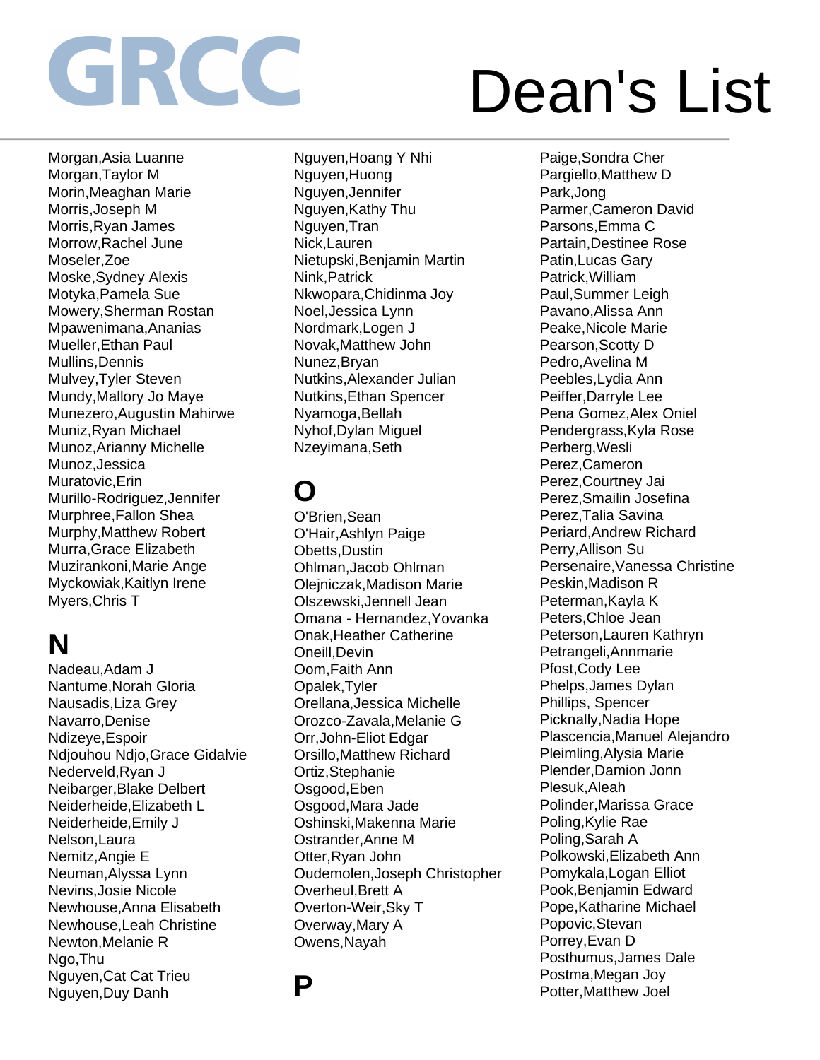# Dean's List

Morgan,Asia Luanne
Morgan,Taylor M
Morin,Meaghan Marie
Morris,Joseph M
Morris,Ryan James
Morrow,Rachel June
Moseler,Zoe
Moske,Sydney Alexis
Motyka,Pamela Sue
Mowery,Sherman Rostan
Mpawenimana,Ananias
Mueller,Ethan Paul
Mullins,Dennis
Mulvey,Tyler Steven
Mundy,Mallory Jo Maye
Munezero,Augustin Mahirwe
Muniz,Ryan Michael
Munoz,Arianny Michelle
Munoz,Jessica
Muratovic,Erin
Murillo-Rodriguez,Jennifer
Murphree,Fallon Shea
Murphy,Matthew Robert
Murra,Grace Elizabeth
Muzirankoni,Marie Ange
Myckowiak,Kaitlyn Irene
Myers,Chris T

## N

Nadeau,Adam J
Nantume,Norah Gloria
Nausadis,Liza Grey
Navarro,Denise
Ndizeye,Espoir
Ndjouhou Ndjo,Grace Gidalvie
Nederveld,Ryan J
Neibarger,Blake Delbert
Neiderheide,Elizabeth L
Neiderheide,Emily J
Nelson,Laura
Nemitz,Angie E
Neuman,Alyssa Lynn
Nevins,Josie Nicole
Newhouse,Anna Elisabeth
Newhouse,Leah Christine
Newton,Melanie R
Ngo,Thu
Nguyen,Cat Cat Trieu
Nguyen,Duy Danh
Nguyen,Hoang Y Nhi
Nguyen,Huong
Nguyen,Jennifer
Nguyen,Kathy Thu
Nguyen,Tran
Nick,Lauren
Nietupski,Benjamin Martin
Nink,Patrick
Nkwopara,Chidinma Joy
Noel,Jessica Lynn
Nordmark,Logen J
Novak,Matthew John
Nunez,Bryan
Nutkins,Alexander Julian
Nutkins,Ethan Spencer
Nyamoga,Bellah
Nyhof,Dylan Miguel
Nzeyimana,Seth

## O

O'Brien,Sean
O'Hair,Ashlyn Paige
Obetts,Dustin
Ohlman,Jacob Ohlman
Olejniczak,Madison Marie
Olszewski,Jennell Jean
Omana - Hernandez,Yovanka
Onak,Heather Catherine
Oneill,Devin
Oom,Faith Ann
Opalek,Tyler
Orellana,Jessica Michelle
Orozco-Zavala,Melanie G
Orr,John-Eliot Edgar
Orsillo,Matthew Richard
Ortiz,Stephanie
Osgood,Eben
Osgood,Mara Jade
Oshinski,Makenna Marie
Ostrander,Anne M
Otter,Ryan John
Oudemolen,Joseph Christopher
Overheul,Brett A
Overton-Weir,Sky T
Overway,Mary A
Owens,Nayah

## P

Paige,Sondra Cher
Pargiello,Matthew D
Park,Jong
Parmer,Cameron David
Parsons,Emma C
Partain,Destinee Rose
Patin,Lucas Gary
Patrick,William
Paul,Summer Leigh
Pavano,Alissa Ann
Peake,Nicole Marie
Pearson,Scotty D
Pedro,Avelina M
Peebles,Lydia Ann
Peiffer,Darryle Lee
Pena Gomez,Alex Oniel
Pendergrass,Kyla Rose
Perberg,Wesli
Perez,Cameron
Perez,Courtney Jai
Perez,Smailin Josefina
Perez,Talia Savina
Periard,Andrew Richard
Perry,Allison Su
Persenaire,Vanessa Christine
Peskin,Madison R
Peterman,Kayla K
Peters,Chloe Jean
Peterson,Lauren Kathryn
Petrangeli,Annmarie
Pfost,Cody Lee
Phelps,James Dylan
Phillips, Spencer
Picknally,Nadia Hope
Plascencia,Manuel Alejandro
Pleimling,Alysia Marie
Plender,Damion Jonn
Plesuk,Aleah
Polinder,Marissa Grace
Poling,Kylie Rae
Poling,Sarah A
Polkowski,Elizabeth Ann
Pomykala,Logan Elliot
Pook,Benjamin Edward
Pope,Katharine Michael
Popovic,Stevan
Porrey,Evan D
Posthumus,James Dale
Postma,Megan Joy
Potter,Matthew Joel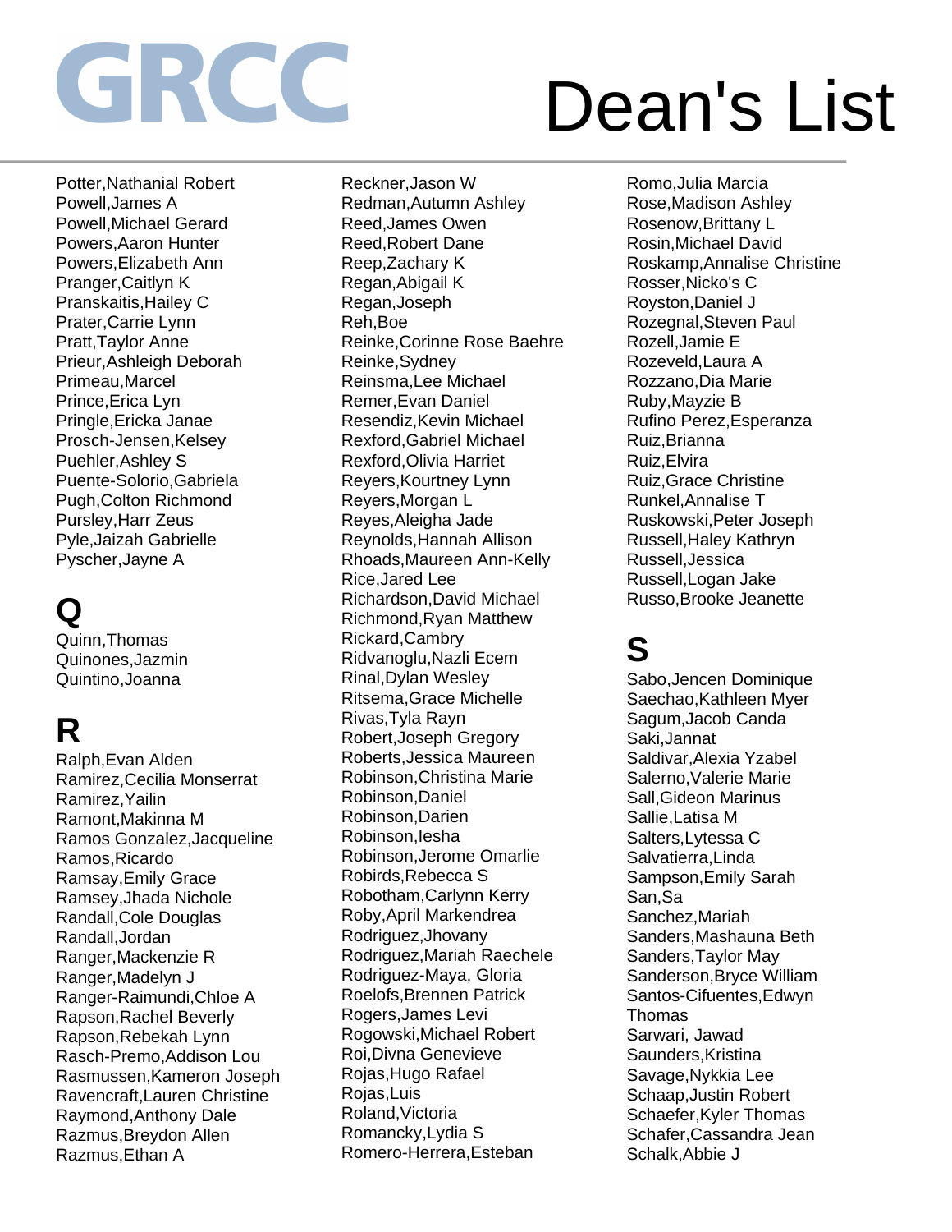# GRCC Dean's List

Potter,Nathanial Robert
Powell,James A
Powell,Michael Gerard
Powers,Aaron Hunter
Powers,Elizabeth Ann
Pranger,Caitlyn K
Pranskaitis,Hailey C
Prater,Carrie Lynn
Pratt,Taylor Anne
Prieur,Ashleigh Deborah
Primeau,Marcel
Prince,Erica Lyn
Pringle,Ericka Janae
Prosch-Jensen,Kelsey
Puehler,Ashley S
Puente-Solorio,Gabriela
Pugh,Colton Richmond
Pursley,Harr Zeus
Pyle,Jaizah Gabrielle
Pyscher,Jayne A

## Q

Quinn,Thomas
Quinones,Jazmin
Quintino,Joanna

## R

Ralph,Evan Alden
Ramirez,Cecilia Monserrat
Ramirez,Yailin
Ramont,Makinna M
Ramos Gonzalez,Jacqueline
Ramos,Ricardo
Ramsay,Emily Grace
Ramsey,Jhada Nichole
Randall,Cole Douglas
Randall,Jordan
Ranger,Mackenzie R
Ranger,Madelyn J
Ranger-Raimundi,Chloe A
Rapson,Rachel Beverly
Rapson,Rebekah Lynn
Rasch-Premo,Addison Lou
Rasmussen,Kameron Joseph
Ravencraft,Lauren Christine
Raymond,Anthony Dale
Razmus,Breydon Allen
Razmus,Ethan A
Reckner,Jason W
Redman,Autumn Ashley
Reed,James Owen
Reed,Robert Dane
Reep,Zachary K
Regan,Abigail K
Regan,Joseph
Reh,Boe
Reinke,Corinne Rose Baehre
Reinke,Sydney
Reinsma,Lee Michael
Remer,Evan Daniel
Resendiz,Kevin Michael
Rexford,Gabriel Michael
Rexford,Olivia Harriet
Reyers,Kourtney Lynn
Reyers,Morgan L
Reyes,Aleigha Jade
Reynolds,Hannah Allison
Rhoads,Maureen Ann-Kelly
Rice,Jared Lee
Richardson,David Michael
Richmond,Ryan Matthew
Rickard,Cambry
Ridvanoglu,Nazli Ecem
Rinal,Dylan Wesley
Ritsema,Grace Michelle
Rivas,Tyla Rayn
Robert,Joseph Gregory
Roberts,Jessica Maureen
Robinson,Christina Marie
Robinson,Daniel
Robinson,Darien
Robinson,Iesha
Robinson,Jerome Omarlie
Robirds,Rebecca S
Robotham,Carlynn Kerry
Roby,April Markendrea
Rodriguez,Jhovany
Rodriguez,Mariah Raechele
Rodriguez-Maya, Gloria
Roelofs,Brennen Patrick
Rogers,James Levi
Rogowski,Michael Robert
Roi,Divna Genevieve
Rojas,Hugo Rafael
Rojas,Luis
Roland,Victoria
Romancky,Lydia S
Romero-Herrera,Esteban
Romo,Julia Marcia
Rose,Madison Ashley
Rosenow,Brittany L
Rosin,Michael David
Roskamp,Annalise Christine
Rosser,Nicko's C
Royston,Daniel J
Rozegnal,Steven Paul
Rozell,Jamie E
Rozeveld,Laura A
Rozzano,Dia Marie
Ruby,Mayzie B
Rufino Perez,Esperanza
Ruiz,Brianna
Ruiz,Elvira
Ruiz,Grace Christine
Runkel,Annalise T
Ruskowski,Peter Joseph
Russell,Haley Kathryn
Russell,Jessica
Russell,Logan Jake
Russo,Brooke Jeanette

## S

Sabo,Jencen Dominique
Saechao,Kathleen Myer
Sagum,Jacob Canda
Saki,Jannat
Saldivar,Alexia Yzabel
Salerno,Valerie Marie
Sall,Gideon Marinus
Sallie,Latisa M
Salters,Lytessa C
Salvatierra,Linda
Sampson,Emily Sarah
San,Sa
Sanchez,Mariah
Sanders,Mashauna Beth
Sanders,Taylor May
Sanderson,Bryce William
Santos-Cifuentes,Edwyn Thomas
Sarwari, Jawad
Saunders,Kristina
Savage,Nykkia Lee
Schaap,Justin Robert
Schaefer,Kyler Thomas
Schafer,Cassandra Jean
Schalk,Abbie J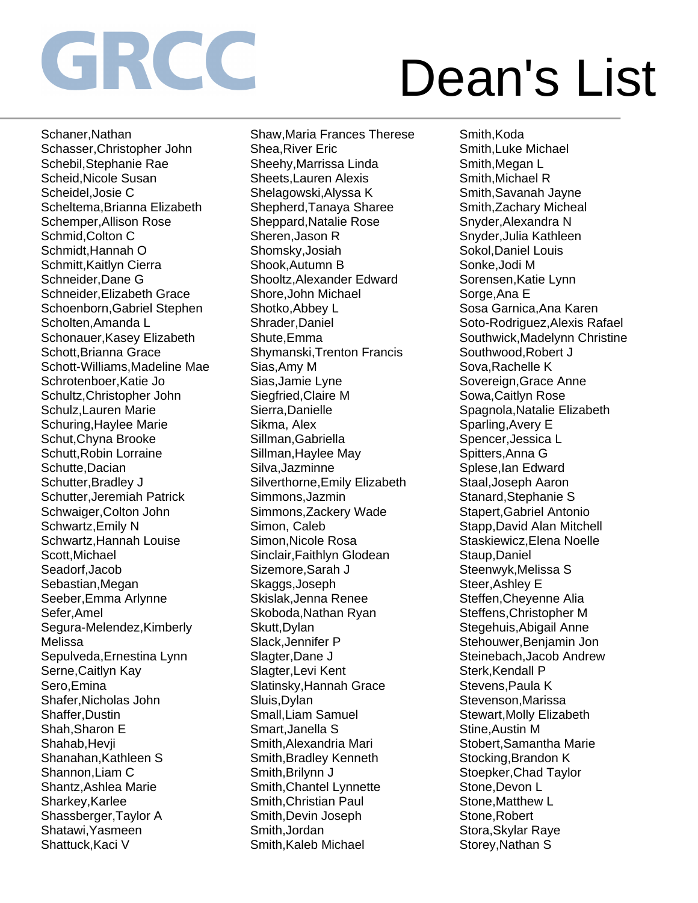# GRCC Dean's List

Schaner,Nathan
Schasser,Christopher John
Schebil,Stephanie Rae
Scheid,Nicole Susan
Scheidel,Josie C
Scheltema,Brianna Elizabeth
Schemper,Allison Rose
Schmid,Colton C
Schmidt,Hannah O
Schmitt,Kaitlyn Cierra
Schneider,Dane G
Schneider,Elizabeth Grace
Schoenborn,Gabriel Stephen
Scholten,Amanda L
Schonauer,Kasey Elizabeth
Schott,Brianna Grace
Schott-Williams,Madeline Mae
Schrotenboer,Katie Jo
Schultz,Christopher John
Schulz,Lauren Marie
Schuring,Haylee Marie
Schut,Chyna Brooke
Schutt,Robin Lorraine
Schutte,Dacian
Schutter,Bradley J
Schutter,Jeremiah Patrick
Schwaiger,Colton John
Schwartz,Emily N
Schwartz,Hannah Louise
Scott,Michael
Seadorf,Jacob
Sebastian,Megan
Seeber,Emma Arlynne
Sefer,Amel
Segura-Melendez,Kimberly Melissa
Sepulveda,Ernestina Lynn
Serne,Caitlyn Kay
Sero,Emina
Shafer,Nicholas John
Shaffer,Dustin
Shah,Sharon E
Shahab,Hevji
Shanahan,Kathleen S
Shannon,Liam C
Shantz,Ashlea Marie
Sharkey,Karlee
Shassberger,Taylor A
Shatawi,Yasmeen
Shattuck,Kaci V
Shaw,Maria Frances Therese
Shea,River Eric
Sheehy,Marrissa Linda
Sheets,Lauren Alexis
Shelagowski,Alyssa K
Shepherd,Tanaya Sharee
Sheppard,Natalie Rose
Sheren,Jason R
Shomsky,Josiah
Shook,Autumn B
Shooltz,Alexander Edward
Shore,John Michael
Shotko,Abbey L
Shrader,Daniel
Shute,Emma
Shymanski,Trenton Francis
Sias,Amy M
Sias,Jamie Lyne
Siegfried,Claire M
Sierra,Danielle
Sikma, Alex
Sillman,Gabriella
Sillman,Haylee May
Silva,Jazminne
Silverthorne,Emily Elizabeth
Simmons,Jazmin
Simmons,Zackery Wade
Simon, Caleb
Simon,Nicole Rosa
Sinclair,Faithlyn Glodean
Sizemore,Sarah J
Skaggs,Joseph
Skislak,Jenna Renee
Skoboda,Nathan Ryan
Skutt,Dylan
Slack,Jennifer P
Slagter,Dane J
Slagter,Levi Kent
Slatinsky,Hannah Grace
Sluis,Dylan
Small,Liam Samuel
Smart,Janella S
Smith,Alexandria Mari
Smith,Bradley Kenneth
Smith,Brilynn J
Smith,Chantel Lynnette
Smith,Christian Paul
Smith,Devin Joseph
Smith,Jordan
Smith,Kaleb Michael
Smith,Koda
Smith,Luke Michael
Smith,Megan L
Smith,Michael R
Smith,Savanah Jayne
Smith,Zachary Micheal
Snyder,Alexandra N
Snyder,Julia Kathleen
Sokol,Daniel Louis
Sonke,Jodi M
Sorensen,Katie Lynn
Sorge,Ana E
Sosa Garnica,Ana Karen
Soto-Rodriguez,Alexis Rafael
Southwick,Madelynn Christine
Southwood,Robert J
Sova,Rachelle K
Sovereign,Grace Anne
Sowa,Caitlyn Rose
Spagnola,Natalie Elizabeth
Sparling,Avery E
Spencer,Jessica L
Spitters,Anna G
Splese,Ian Edward
Staal,Joseph Aaron
Stanard,Stephanie S
Stapert,Gabriel Antonio
Stapp,David Alan Mitchell
Staskiewicz,Elena Noelle
Staup,Daniel
Steenwyk,Melissa S
Steer,Ashley E
Steffen,Cheyenne Alia
Steffens,Christopher M
Stegehuis,Abigail Anne
Stehouwer,Benjamin Jon
Steinebach,Jacob Andrew
Sterk,Kendall P
Stevens,Paula K
Stevenson,Marissa
Stewart,Molly Elizabeth
Stine,Austin M
Stobert,Samantha Marie
Stocking,Brandon K
Stoepker,Chad Taylor
Stone,Devon L
Stone,Matthew L
Stone,Robert
Stora,Skylar Raye
Storey,Nathan S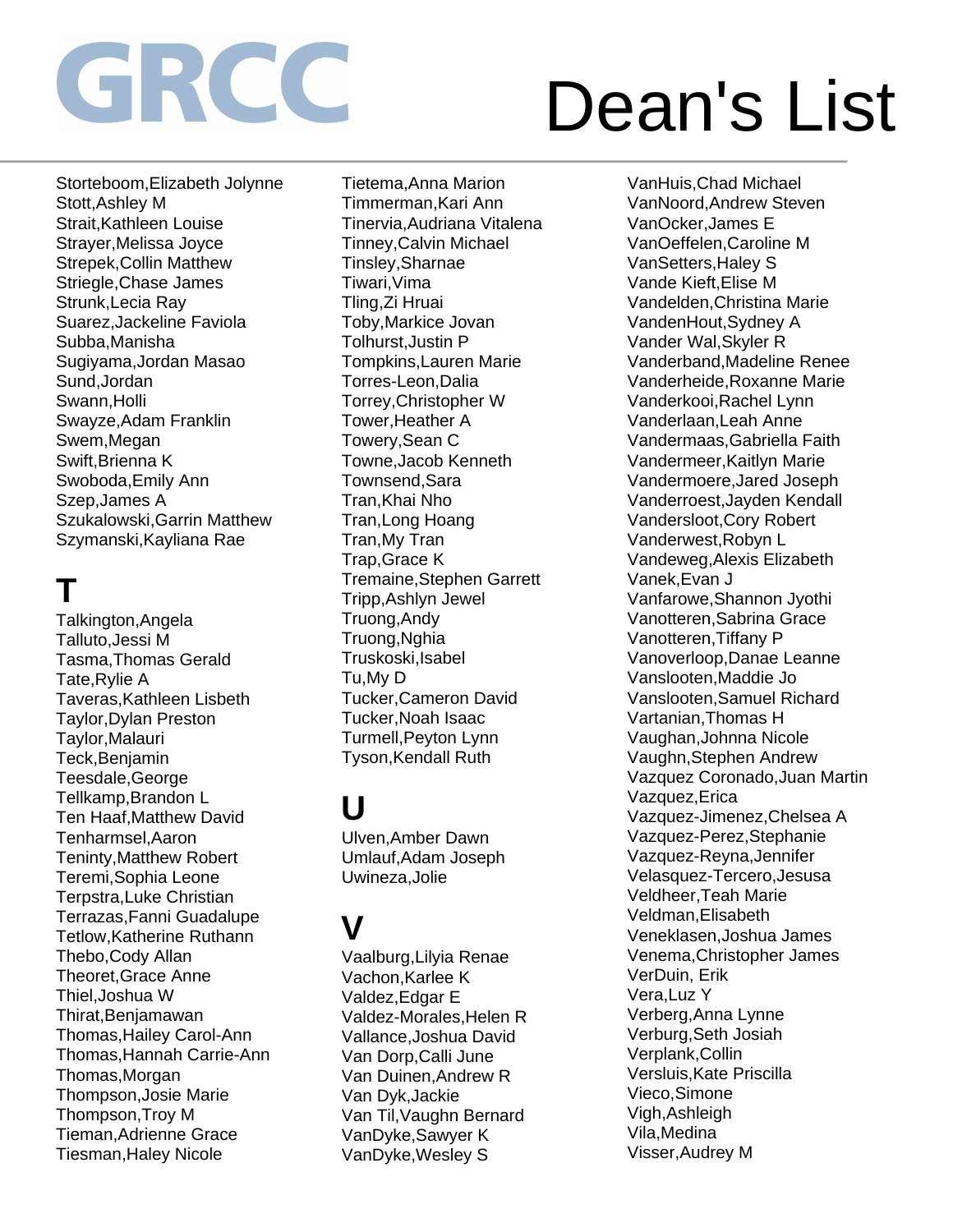# GRCC Dean's List

Storteboom,Elizabeth Jolynne
Stott,Ashley M
Strait,Kathleen Louise
Strayer,Melissa Joyce
Strepek,Collin Matthew
Striegle,Chase James
Strunk,Lecia Ray
Suarez,Jackeline Faviola
Subba,Manisha
Sugiyama,Jordan Masao
Sund,Jordan
Swann,Holli
Swayze,Adam Franklin
Swem,Megan
Swift,Brienna K
Swoboda,Emily Ann
Szep,James A
Szukalowski,Garrin Matthew
Szymanski,Kayliana Rae

## T

Talkington,Angela
Talluto,Jessi M
Tasma,Thomas Gerald
Tate,Rylie A
Taveras,Kathleen Lisbeth
Taylor,Dylan Preston
Taylor,Malauri
Teck,Benjamin
Teesdale,George
Tellkamp,Brandon L
Ten Haaf,Matthew David
Tenharmsel,Aaron
Teninty,Matthew Robert
Teremi,Sophia Leone
Terpstra,Luke Christian
Terrazas,Fanni Guadalupe
Tetlow,Katherine Ruthann
Thebo,Cody Allan
Theoret,Grace Anne
Thiel,Joshua W
Thirat,Benjamawan
Thomas,Hailey Carol-Ann
Thomas,Hannah Carrie-Ann
Thomas,Morgan
Thompson,Josie Marie
Thompson,Troy M
Tieman,Adrienne Grace
Tiesman,Haley Nicole
Tietema,Anna Marion
Timmerman,Kari Ann
Tinervia,Audriana Vitalena
Tinney,Calvin Michael
Tinsley,Sharnae
Tiwari,Vima
Tling,Zi Hruai
Toby,Markice Jovan
Tolhurst,Justin P
Tompkins,Lauren Marie
Torres-Leon,Dalia
Torrey,Christopher W
Tower,Heather A
Towery,Sean C
Towne,Jacob Kenneth
Townsend,Sara
Tran,Khai Nho
Tran,Long Hoang
Tran,My Tran
Trap,Grace K
Tremaine,Stephen Garrett
Tripp,Ashlyn Jewel
Truong,Andy
Truong,Nghia
Truskoski,Isabel
Tu,My D
Tucker,Cameron David
Tucker,Noah Isaac
Turmell,Peyton Lynn
Tyson,Kendall Ruth

## U

Ulven,Amber Dawn
Umlauf,Adam Joseph
Uwineza,Jolie

## V

Vaalburg,Lilyia Renae
Vachon,Karlee K
Valdez,Edgar E
Valdez-Morales,Helen R
Vallance,Joshua David
Van Dorp,Calli June
Van Duinen,Andrew R
Van Dyk,Jackie
Van Til,Vaughn Bernard
VanDyke,Sawyer K
VanDyke,Wesley S
VanHuis,Chad Michael
VanNoord,Andrew Steven
VanOcker,James E
VanOeffelen,Caroline M
VanSetters,Haley S
Vande Kieft,Elise M
Vandelden,Christina Marie
VandenHout,Sydney A
Vander Wal,Skyler R
Vanderband,Madeline Renee
Vanderheide,Roxanne Marie
Vanderkooi,Rachel Lynn
Vanderlaan,Leah Anne
Vandermaas,Gabriella Faith
Vandermeer,Kaitlyn Marie
Vandermoere,Jared Joseph
Vanderroest,Jayden Kendall
Vandersloot,Cory Robert
Vanderwest,Robyn L
Vandeweg,Alexis Elizabeth
Vanek,Evan J
Vanfarowe,Shannon Jyothi
Vanotteren,Sabrina Grace
Vanotteren,Tiffany P
Vanoverloop,Danae Leanne
Vanslooten,Maddie Jo
Vanslooten,Samuel Richard
Vartanian,Thomas H
Vaughan,Johnna Nicole
Vaughn,Stephen Andrew
Vazquez Coronado,Juan Martin
Vazquez,Erica
Vazquez-Jimenez,Chelsea A
Vazquez-Perez,Stephanie
Vazquez-Reyna,Jennifer
Velasquez-Tercero,Jesusa
Veldheer,Teah Marie
Veldman,Elisabeth
Veneklasen,Joshua James
Venema,Christopher James
VerDuin, Erik
Vera,Luz Y
Verberg,Anna Lynne
Verburg,Seth Josiah
Verplank,Collin
Versluis,Kate Priscilla
Vieco,Simone
Vigh,Ashleigh
Vila,Medina
Visser,Audrey M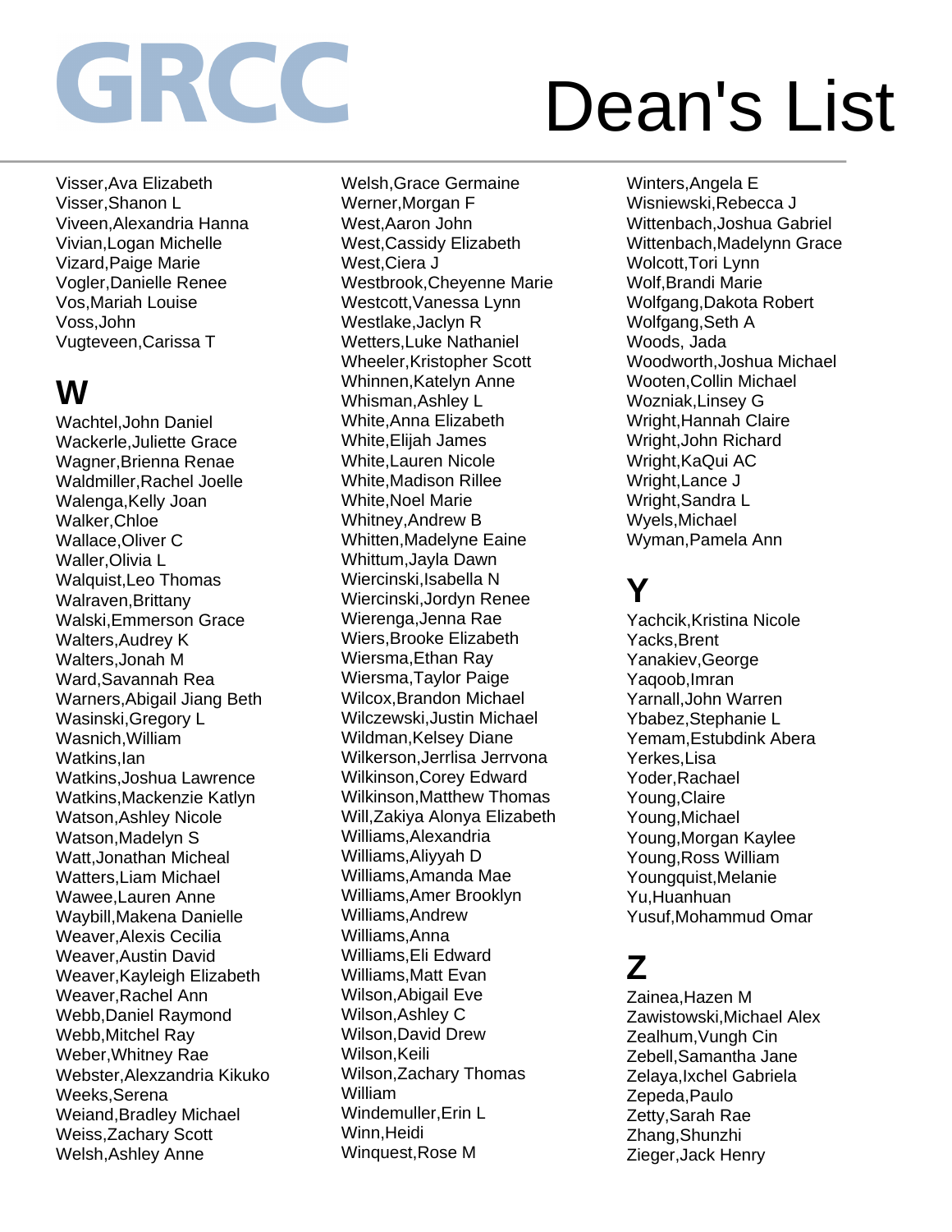# GRCC Dean's List

Visser,Ava Elizabeth
Visser,Shanon L
Viveen,Alexandria Hanna
Vivian,Logan Michelle
Vizard,Paige Marie
Vogler,Danielle Renee
Vos,Mariah Louise
Voss,John
Vugteveen,Carissa T

## W

Wachtel,John Daniel
Wackerle,Juliette Grace
Wagner,Brienna Renae
Waldmiller,Rachel Joelle
Walenga,Kelly Joan
Walker,Chloe
Wallace,Oliver C
Waller,Olivia L
Walquist,Leo Thomas
Walraven,Brittany
Walski,Emmerson Grace
Walters,Audrey K
Walters,Jonah M
Ward,Savannah Rea
Warners,Abigail Jiang Beth
Wasinski,Gregory L
Wasnich,William
Watkins,Ian
Watkins,Joshua Lawrence
Watkins,Mackenzie Katlyn
Watson,Ashley Nicole
Watson,Madelyn S
Watt,Jonathan Micheal
Watters,Liam Michael
Wawee,Lauren Anne
Waybill,Makena Danielle
Weaver,Alexis Cecilia
Weaver,Austin David
Weaver,Kayleigh Elizabeth
Weaver,Rachel Ann
Webb,Daniel Raymond
Webb,Mitchel Ray
Weber,Whitney Rae
Webster,Alexzandria Kikuko
Weeks,Serena
Weiand,Bradley Michael
Weiss,Zachary Scott
Welsh,Ashley Anne
Welsh,Grace Germaine
Werner,Morgan F
West,Aaron John
West,Cassidy Elizabeth
West,Ciera J
Westbrook,Cheyenne Marie
Westcott,Vanessa Lynn
Westlake,Jaclyn R
Wetters,Luke Nathaniel
Wheeler,Kristopher Scott
Whinnen,Katelyn Anne
Whisman,Ashley L
White,Anna Elizabeth
White,Elijah James
White,Lauren Nicole
White,Madison Rillee
White,Noel Marie
Whitney,Andrew B
Whitten,Madelyne Eaine
Whittum,Jayla Dawn
Wiercinski,Isabella N
Wiercinski,Jordyn Renee
Wierenga,Jenna Rae
Wiers,Brooke Elizabeth
Wiersma,Ethan Ray
Wiersma,Taylor Paige
Wilcox,Brandon Michael
Wilczewski,Justin Michael
Wildman,Kelsey Diane
Wilkerson,Jerrlisa Jerrvona
Wilkinson,Corey Edward
Wilkinson,Matthew Thomas
Will,Zakiya Alonya Elizabeth
Williams,Alexandria
Williams,Aliyyah D
Williams,Amanda Mae
Williams,Amer Brooklyn
Williams,Andrew
Williams,Anna
Williams,Eli Edward
Williams,Matt Evan
Wilson,Abigail Eve
Wilson,Ashley C
Wilson,David Drew
Wilson,Keili
Wilson,Zachary Thomas William
Windemuller,Erin L
Winn,Heidi
Winquest,Rose M
Winters,Angela E
Wisniewski,Rebecca J
Wittenbach,Joshua Gabriel
Wittenbach,Madelynn Grace
Wolcott,Tori Lynn
Wolf,Brandi Marie
Wolfgang,Dakota Robert
Wolfgang,Seth A
Woods, Jada
Woodworth,Joshua Michael
Wooten,Collin Michael
Wozniak,Linsey G
Wright,Hannah Claire
Wright,John Richard
Wright,KaQui AC
Wright,Lance J
Wright,Sandra L
Wyels,Michael
Wyman,Pamela Ann

## Y

Yachcik,Kristina Nicole
Yacks,Brent
Yanakiev,George
Yaqoob,Imran
Yarnall,John Warren
Ybabez,Stephanie L
Yemam,Estubdink Abera
Yerkes,Lisa
Yoder,Rachael
Young,Claire
Young,Michael
Young,Morgan Kaylee
Young,Ross William
Youngquist,Melanie
Yu,Huanhuan
Yusuf,Mohammud Omar

## Z

Zainea,Hazen M
Zawistowski,Michael Alex
Zealhum,Vungh Cin
Zebell,Samantha Jane
Zelaya,Ixchel Gabriela
Zepeda,Paulo
Zetty,Sarah Rae
Zhang,Shunzhi
Zieger,Jack Henry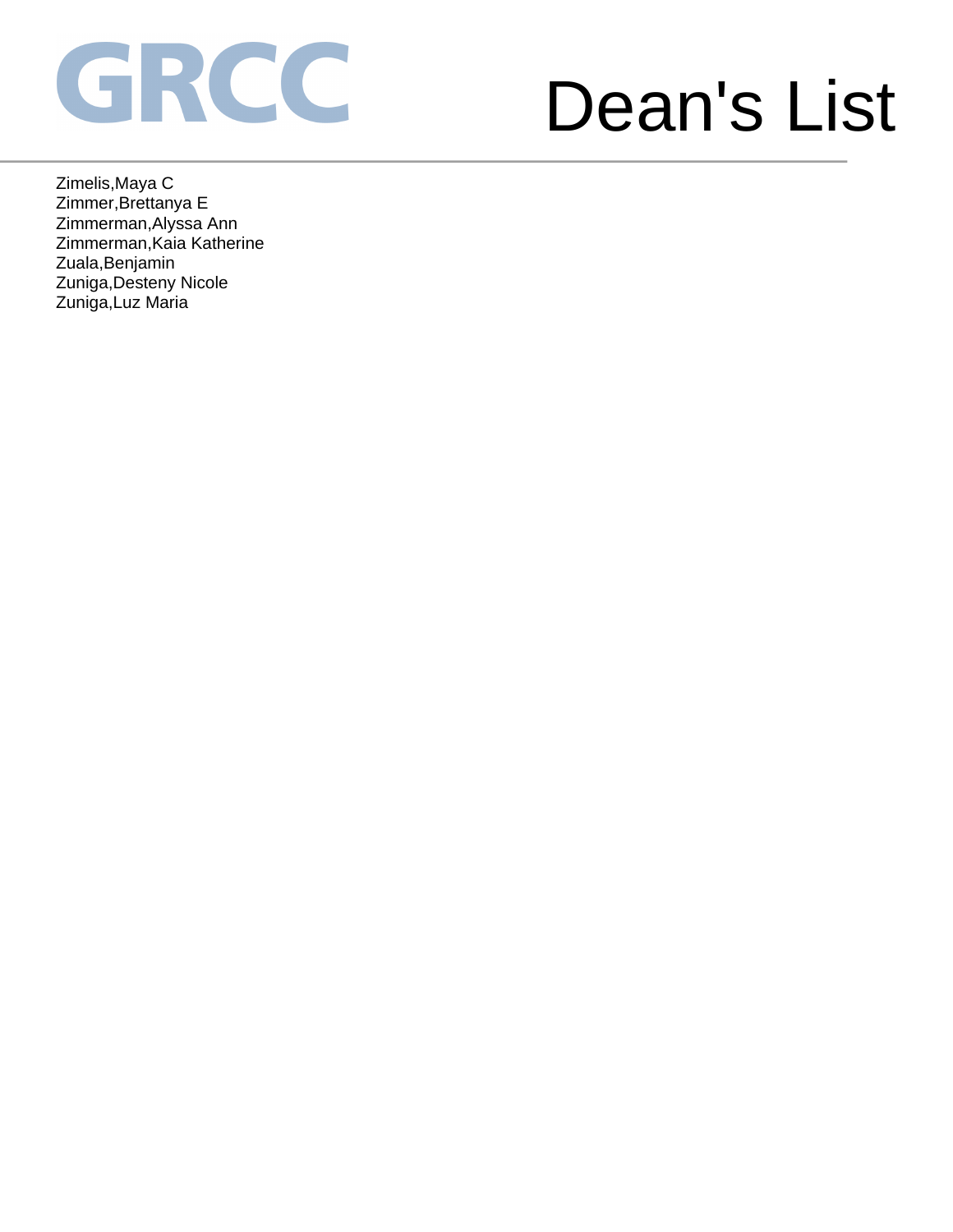Zimelis,Maya C
Zimmer,Brettanya E
Zimmerman,Alyssa Ann
Zimmerman,Kaia Katherine
Zuala,Benjamin
Zuniga,Desteny Nicole
Zuniga,Luz Maria